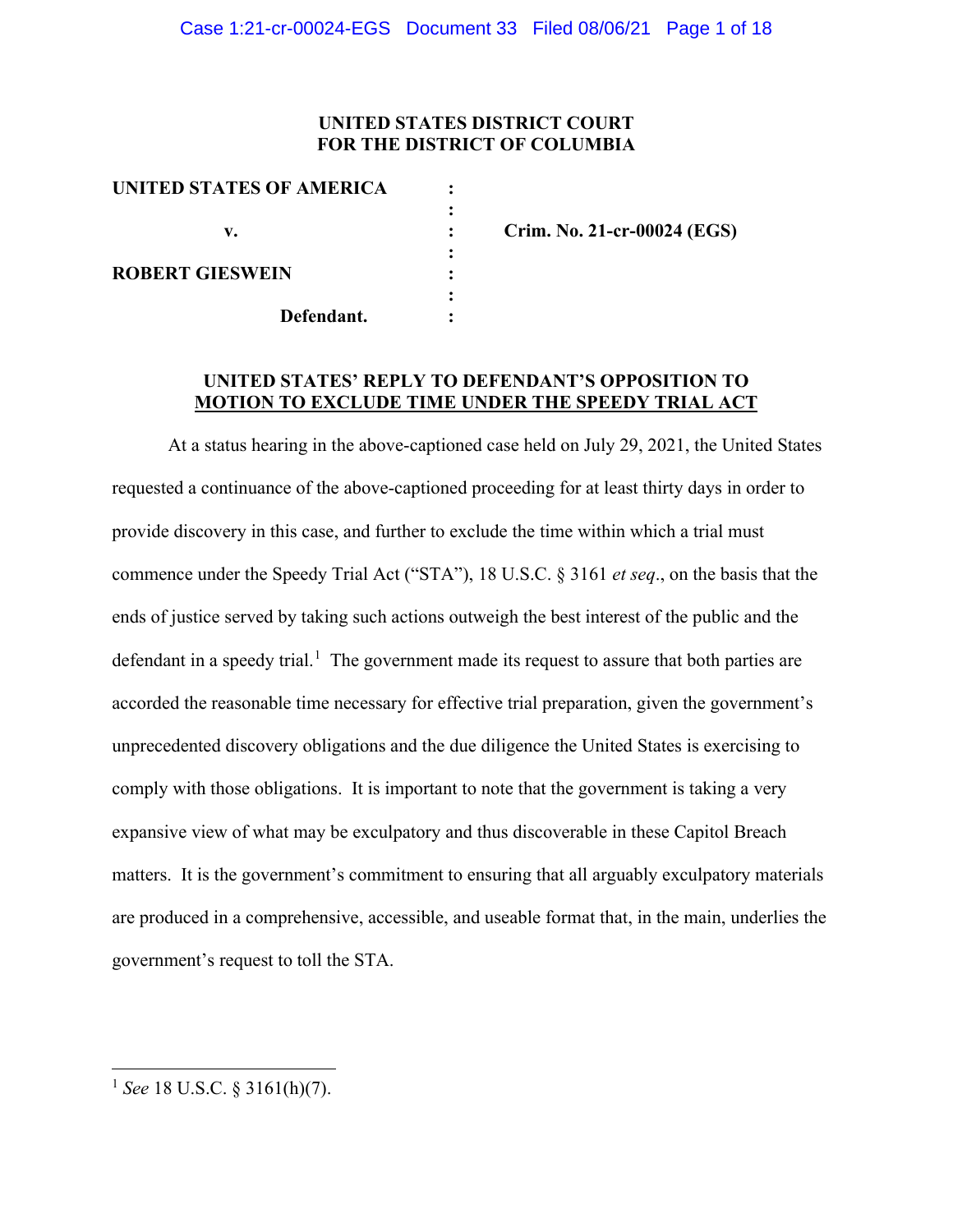**UNITED STATES DISTRICT COURT**
**FOR THE DISTRICT OF COLUMBIA**

| | | |
|---|---|---|
| **UNITED STATES OF AMERICA** | : | |
| | : | |
| **v.** | : | **Crim. No. 21-cr-00024 (EGS)** |
| | : | |
| **ROBERT GIESWEIN** | : | |
| | : | |
| **Defendant.** | : | |

**UNITED STATES' REPLY TO DEFENDANT'S OPPOSITION TO MOTION TO EXCLUDE TIME UNDER THE SPEEDY TRIAL ACT**

At a status hearing in the above-captioned case held on July 29, 2021, the United States requested a continuance of the above-captioned proceeding for at least thirty days in order to provide discovery in this case, and further to exclude the time within which a trial must commence under the Speedy Trial Act ("STA"), 18 U.S.C. § 3161 *et seq*., on the basis that the ends of justice served by taking such actions outweigh the best interest of the public and the defendant in a speedy trial.[1] The government made its request to assure that both parties are accorded the reasonable time necessary for effective trial preparation, given the government's unprecedented discovery obligations and the due diligence the United States is exercising to comply with those obligations. It is important to note that the government is taking a very expansive view of what may be exculpatory and thus discoverable in these Capitol Breach matters. It is the government's commitment to ensuring that all arguably exculpatory materials are produced in a comprehensive, accessible, and useable format that, in the main, underlies the government's request to toll the STA.

---

[1] *See* 18 U.S.C. § 3161(h)(7).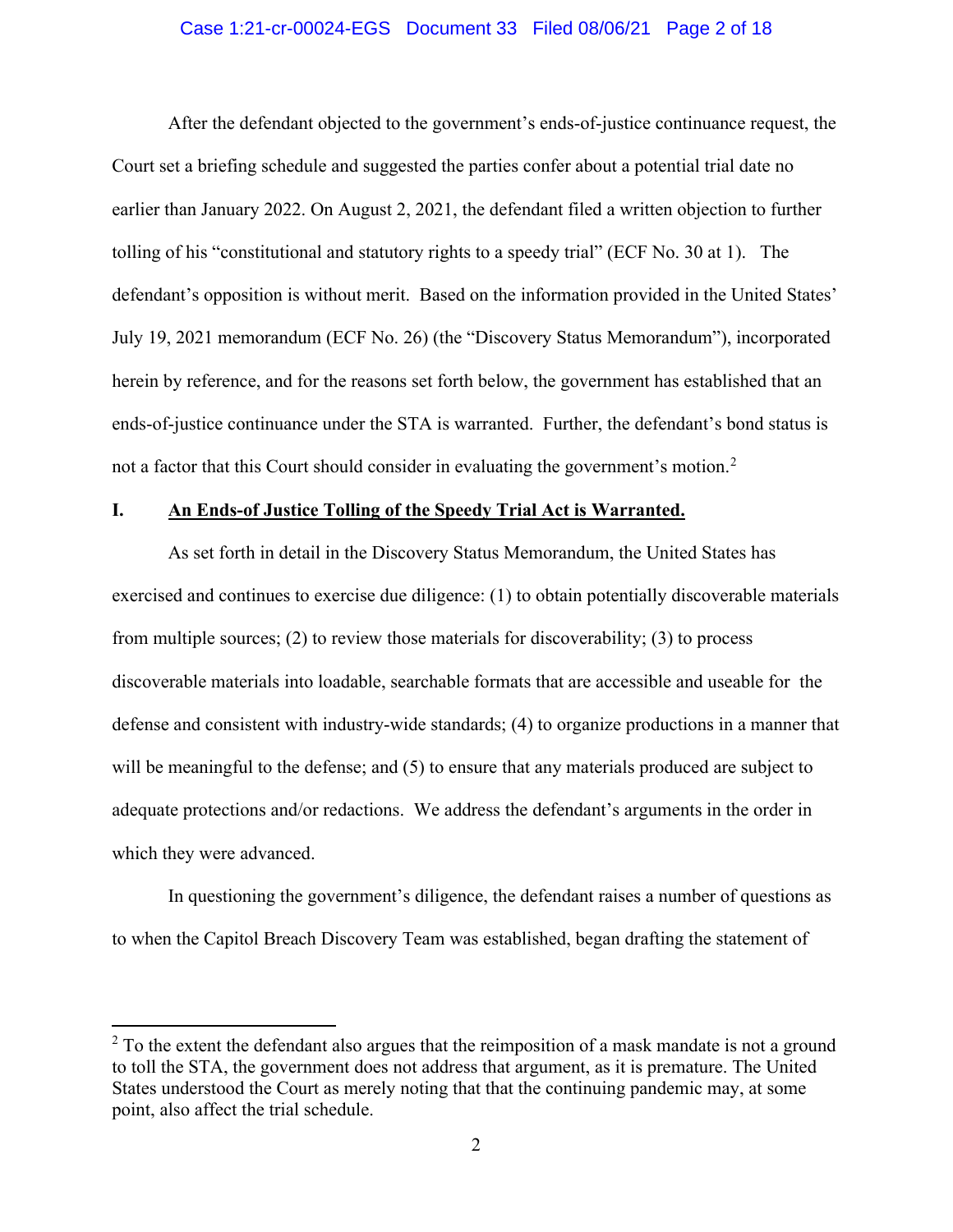After the defendant objected to the government's ends-of-justice continuance request, the Court set a briefing schedule and suggested the parties confer about a potential trial date no earlier than January 2022. On August 2, 2021, the defendant filed a written objection to further tolling of his "constitutional and statutory rights to a speedy trial" (ECF No. 30 at 1). The defendant's opposition is without merit. Based on the information provided in the United States' July 19, 2021 memorandum (ECF No. 26) (the "Discovery Status Memorandum"), incorporated herein by reference, and for the reasons set forth below, the government has established that an ends-of-justice continuance under the STA is warranted. Further, the defendant's bond status is not a factor that this Court should consider in evaluating the government's motion.[2]

## I. <u>An Ends-of Justice Tolling of the Speedy Trial Act is Warranted.</u>

As set forth in detail in the Discovery Status Memorandum, the United States has exercised and continues to exercise due diligence: (1) to obtain potentially discoverable materials from multiple sources; (2) to review those materials for discoverability; (3) to process discoverable materials into loadable, searchable formats that are accessible and useable for the defense and consistent with industry-wide standards; (4) to organize productions in a manner that will be meaningful to the defense; and (5) to ensure that any materials produced are subject to adequate protections and/or redactions. We address the defendant's arguments in the order in which they were advanced.

In questioning the government's diligence, the defendant raises a number of questions as to when the Capitol Breach Discovery Team was established, began drafting the statement of

---

[2] To the extent the defendant also argues that the reimposition of a mask mandate is not a ground to toll the STA, the government does not address that argument, as it is premature. The United States understood the Court as merely noting that that the continuing pandemic may, at some point, also affect the trial schedule.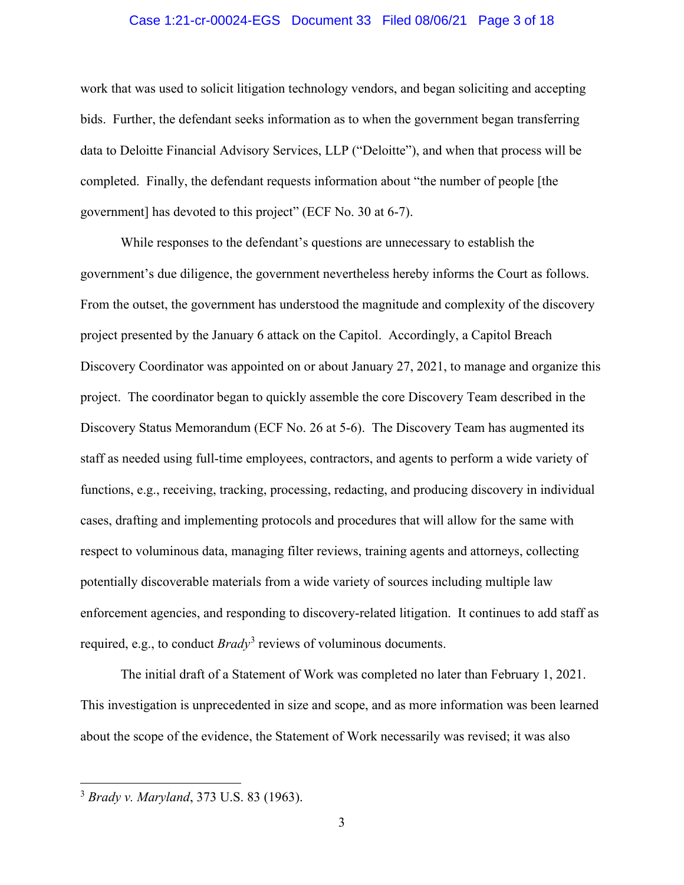work that was used to solicit litigation technology vendors, and began soliciting and accepting bids. Further, the defendant seeks information as to when the government began transferring data to Deloitte Financial Advisory Services, LLP ("Deloitte"), and when that process will be completed. Finally, the defendant requests information about "the number of people [the government] has devoted to this project" (ECF No. 30 at 6-7).

While responses to the defendant's questions are unnecessary to establish the government's due diligence, the government nevertheless hereby informs the Court as follows. From the outset, the government has understood the magnitude and complexity of the discovery project presented by the January 6 attack on the Capitol. Accordingly, a Capitol Breach Discovery Coordinator was appointed on or about January 27, 2021, to manage and organize this project. The coordinator began to quickly assemble the core Discovery Team described in the Discovery Status Memorandum (ECF No. 26 at 5-6). The Discovery Team has augmented its staff as needed using full-time employees, contractors, and agents to perform a wide variety of functions, e.g., receiving, tracking, processing, redacting, and producing discovery in individual cases, drafting and implementing protocols and procedures that will allow for the same with respect to voluminous data, managing filter reviews, training agents and attorneys, collecting potentially discoverable materials from a wide variety of sources including multiple law enforcement agencies, and responding to discovery-related litigation. It continues to add staff as required, e.g., to conduct *Brady*[3] reviews of voluminous documents.

The initial draft of a Statement of Work was completed no later than February 1, 2021. This investigation is unprecedented in size and scope, and as more information was been learned about the scope of the evidence, the Statement of Work necessarily was revised; it was also

---

[3] *Brady v. Maryland*, 373 U.S. 83 (1963).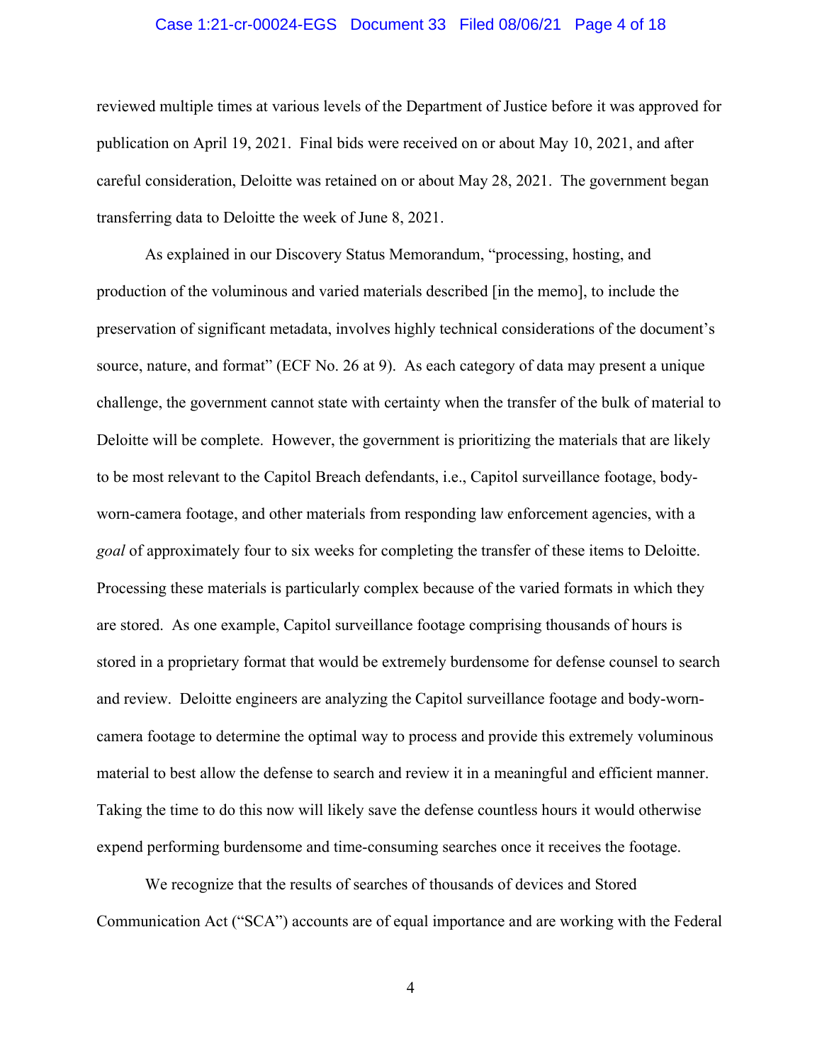reviewed multiple times at various levels of the Department of Justice before it was approved for publication on April 19, 2021. Final bids were received on or about May 10, 2021, and after careful consideration, Deloitte was retained on or about May 28, 2021. The government began transferring data to Deloitte the week of June 8, 2021.

As explained in our Discovery Status Memorandum, "processing, hosting, and production of the voluminous and varied materials described [in the memo], to include the preservation of significant metadata, involves highly technical considerations of the document's source, nature, and format" (ECF No. 26 at 9). As each category of data may present a unique challenge, the government cannot state with certainty when the transfer of the bulk of material to Deloitte will be complete. However, the government is prioritizing the materials that are likely to be most relevant to the Capitol Breach defendants, i.e., Capitol surveillance footage, body-worn-camera footage, and other materials from responding law enforcement agencies, with a *goal* of approximately four to six weeks for completing the transfer of these items to Deloitte. Processing these materials is particularly complex because of the varied formats in which they are stored. As one example, Capitol surveillance footage comprising thousands of hours is stored in a proprietary format that would be extremely burdensome for defense counsel to search and review. Deloitte engineers are analyzing the Capitol surveillance footage and body-worn-camera footage to determine the optimal way to process and provide this extremely voluminous material to best allow the defense to search and review it in a meaningful and efficient manner. Taking the time to do this now will likely save the defense countless hours it would otherwise expend performing burdensome and time-consuming searches once it receives the footage.

We recognize that the results of searches of thousands of devices and Stored Communication Act ("SCA") accounts are of equal importance and are working with the Federal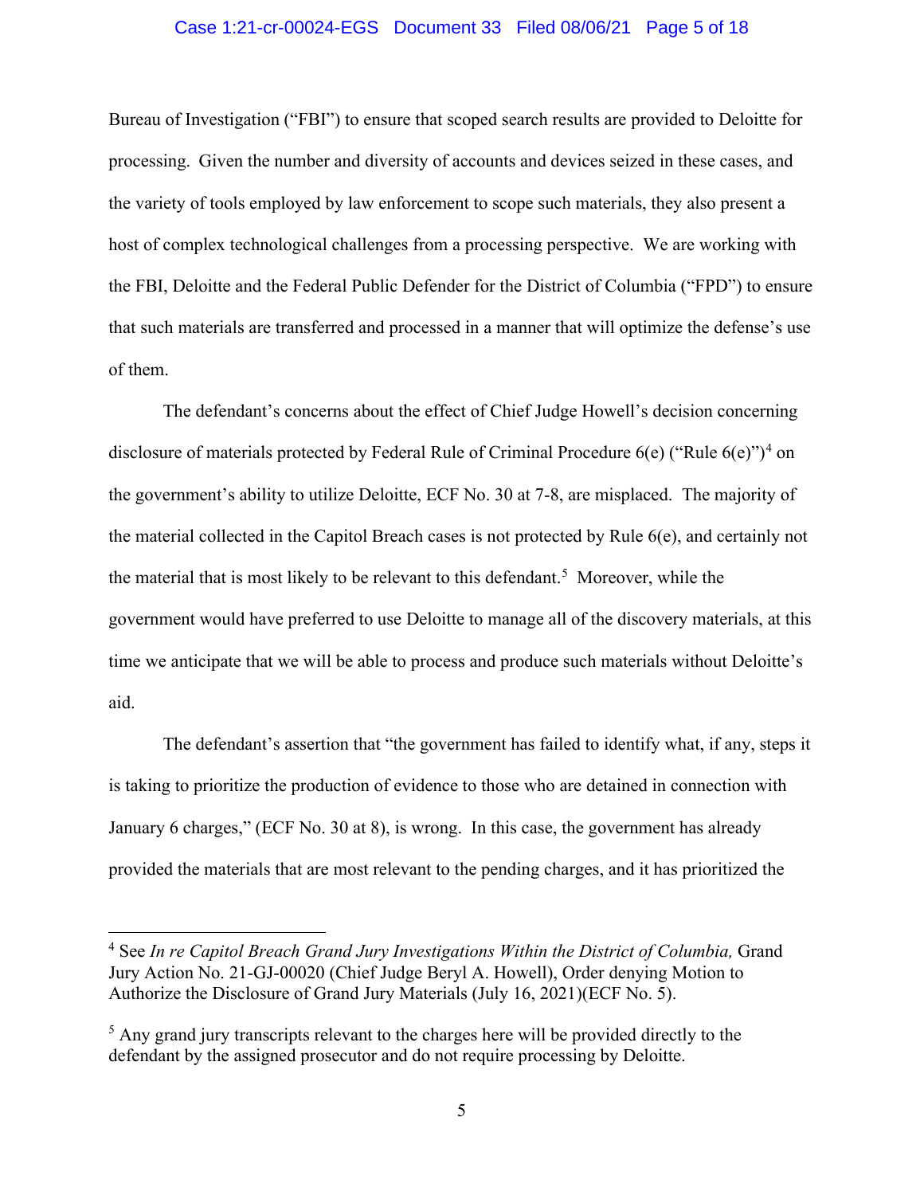Bureau of Investigation ("FBI") to ensure that scoped search results are provided to Deloitte for processing. Given the number and diversity of accounts and devices seized in these cases, and the variety of tools employed by law enforcement to scope such materials, they also present a host of complex technological challenges from a processing perspective. We are working with the FBI, Deloitte and the Federal Public Defender for the District of Columbia ("FPD") to ensure that such materials are transferred and processed in a manner that will optimize the defense's use of them.

The defendant's concerns about the effect of Chief Judge Howell's decision concerning disclosure of materials protected by Federal Rule of Criminal Procedure 6(e) ("Rule 6(e)")[4] on the government's ability to utilize Deloitte, ECF No. 30 at 7-8, are misplaced. The majority of the material collected in the Capitol Breach cases is not protected by Rule 6(e), and certainly not the material that is most likely to be relevant to this defendant.[5] Moreover, while the government would have preferred to use Deloitte to manage all of the discovery materials, at this time we anticipate that we will be able to process and produce such materials without Deloitte's aid.

The defendant's assertion that "the government has failed to identify what, if any, steps it is taking to prioritize the production of evidence to those who are detained in connection with January 6 charges," (ECF No. 30 at 8), is wrong. In this case, the government has already provided the materials that are most relevant to the pending charges, and it has prioritized the

---

[4] See *In re Capitol Breach Grand Jury Investigations Within the District of Columbia,* Grand Jury Action No. 21-GJ-00020 (Chief Judge Beryl A. Howell), Order denying Motion to Authorize the Disclosure of Grand Jury Materials (July 16, 2021)(ECF No. 5).

[5] Any grand jury transcripts relevant to the charges here will be provided directly to the defendant by the assigned prosecutor and do not require processing by Deloitte.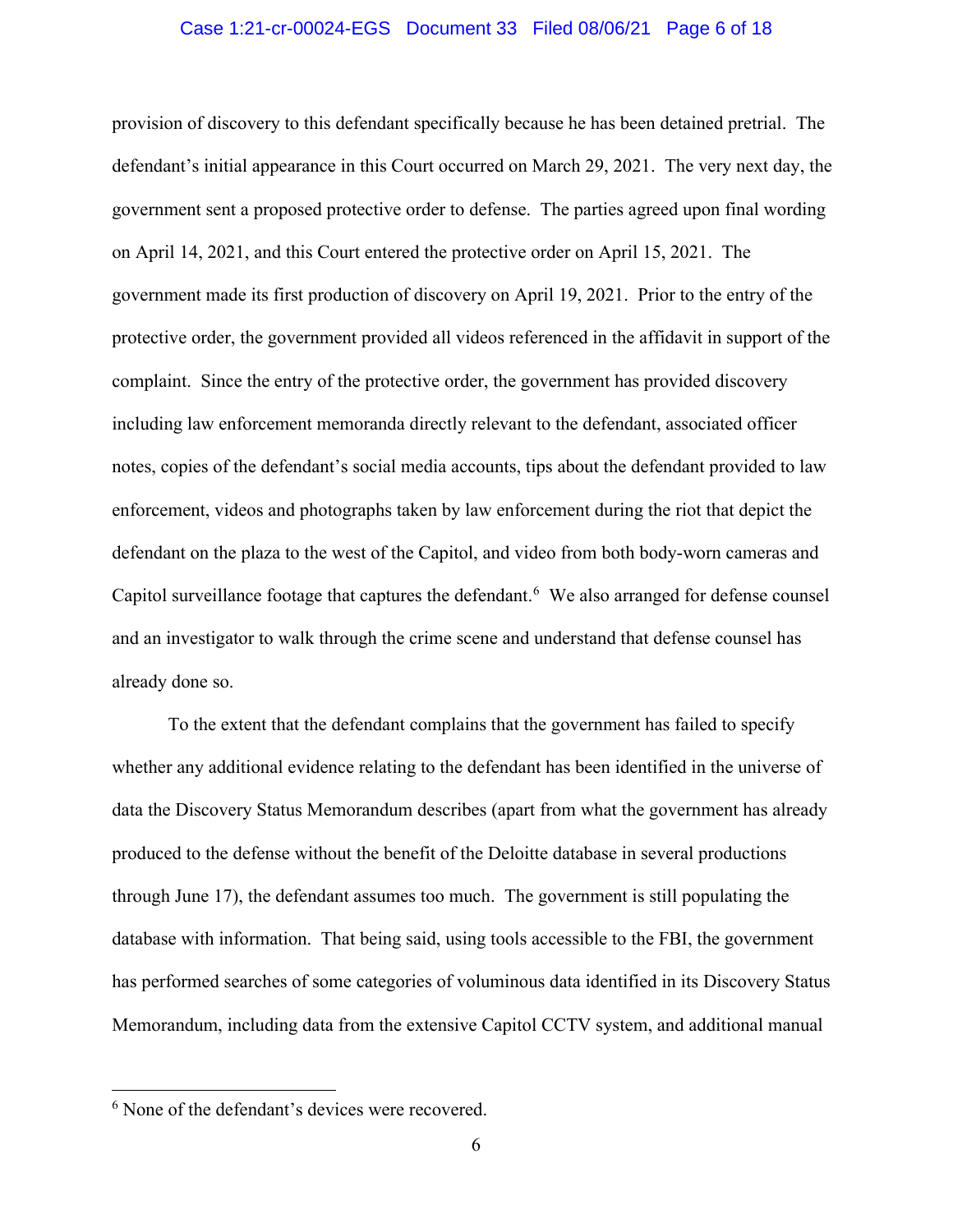provision of discovery to this defendant specifically because he has been detained pretrial. The defendant's initial appearance in this Court occurred on March 29, 2021. The very next day, the government sent a proposed protective order to defense. The parties agreed upon final wording on April 14, 2021, and this Court entered the protective order on April 15, 2021. The government made its first production of discovery on April 19, 2021. Prior to the entry of the protective order, the government provided all videos referenced in the affidavit in support of the complaint. Since the entry of the protective order, the government has provided discovery including law enforcement memoranda directly relevant to the defendant, associated officer notes, copies of the defendant's social media accounts, tips about the defendant provided to law enforcement, videos and photographs taken by law enforcement during the riot that depict the defendant on the plaza to the west of the Capitol, and video from both body-worn cameras and Capitol surveillance footage that captures the defendant.[6] We also arranged for defense counsel and an investigator to walk through the crime scene and understand that defense counsel has already done so.

To the extent that the defendant complains that the government has failed to specify whether any additional evidence relating to the defendant has been identified in the universe of data the Discovery Status Memorandum describes (apart from what the government has already produced to the defense without the benefit of the Deloitte database in several productions through June 17), the defendant assumes too much. The government is still populating the database with information. That being said, using tools accessible to the FBI, the government has performed searches of some categories of voluminous data identified in its Discovery Status Memorandum, including data from the extensive Capitol CCTV system, and additional manual

[6] None of the defendant's devices were recovered.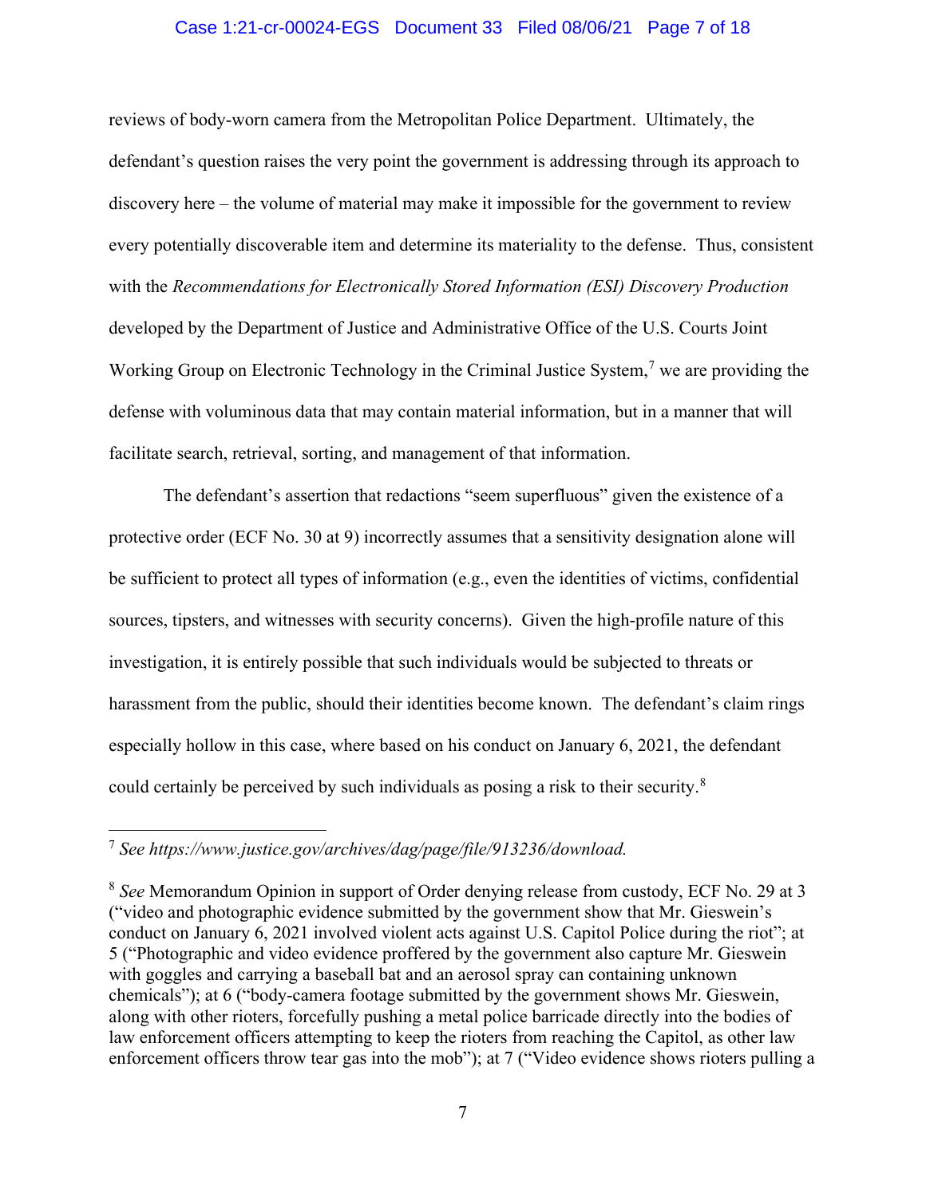reviews of body-worn camera from the Metropolitan Police Department. Ultimately, the defendant's question raises the very point the government is addressing through its approach to discovery here – the volume of material may make it impossible for the government to review every potentially discoverable item and determine its materiality to the defense. Thus, consistent with the *Recommendations for Electronically Stored Information (ESI) Discovery Production* developed by the Department of Justice and Administrative Office of the U.S. Courts Joint Working Group on Electronic Technology in the Criminal Justice System,[7] we are providing the defense with voluminous data that may contain material information, but in a manner that will facilitate search, retrieval, sorting, and management of that information.

The defendant's assertion that redactions "seem superfluous" given the existence of a protective order (ECF No. 30 at 9) incorrectly assumes that a sensitivity designation alone will be sufficient to protect all types of information (e.g., even the identities of victims, confidential sources, tipsters, and witnesses with security concerns). Given the high-profile nature of this investigation, it is entirely possible that such individuals would be subjected to threats or harassment from the public, should their identities become known. The defendant's claim rings especially hollow in this case, where based on his conduct on January 6, 2021, the defendant could certainly be perceived by such individuals as posing a risk to their security.[8]

---

[7] *See https://www.justice.gov/archives/dag/page/file/913236/download.*

[8] *See* Memorandum Opinion in support of Order denying release from custody, ECF No. 29 at 3 ("video and photographic evidence submitted by the government show that Mr. Gieswein's conduct on January 6, 2021 involved violent acts against U.S. Capitol Police during the riot"; at 5 ("Photographic and video evidence proffered by the government also capture Mr. Gieswein with goggles and carrying a baseball bat and an aerosol spray can containing unknown chemicals"); at 6 ("body-camera footage submitted by the government shows Mr. Gieswein, along with other rioters, forcefully pushing a metal police barricade directly into the bodies of law enforcement officers attempting to keep the rioters from reaching the Capitol, as other law enforcement officers throw tear gas into the mob"); at 7 ("Video evidence shows rioters pulling a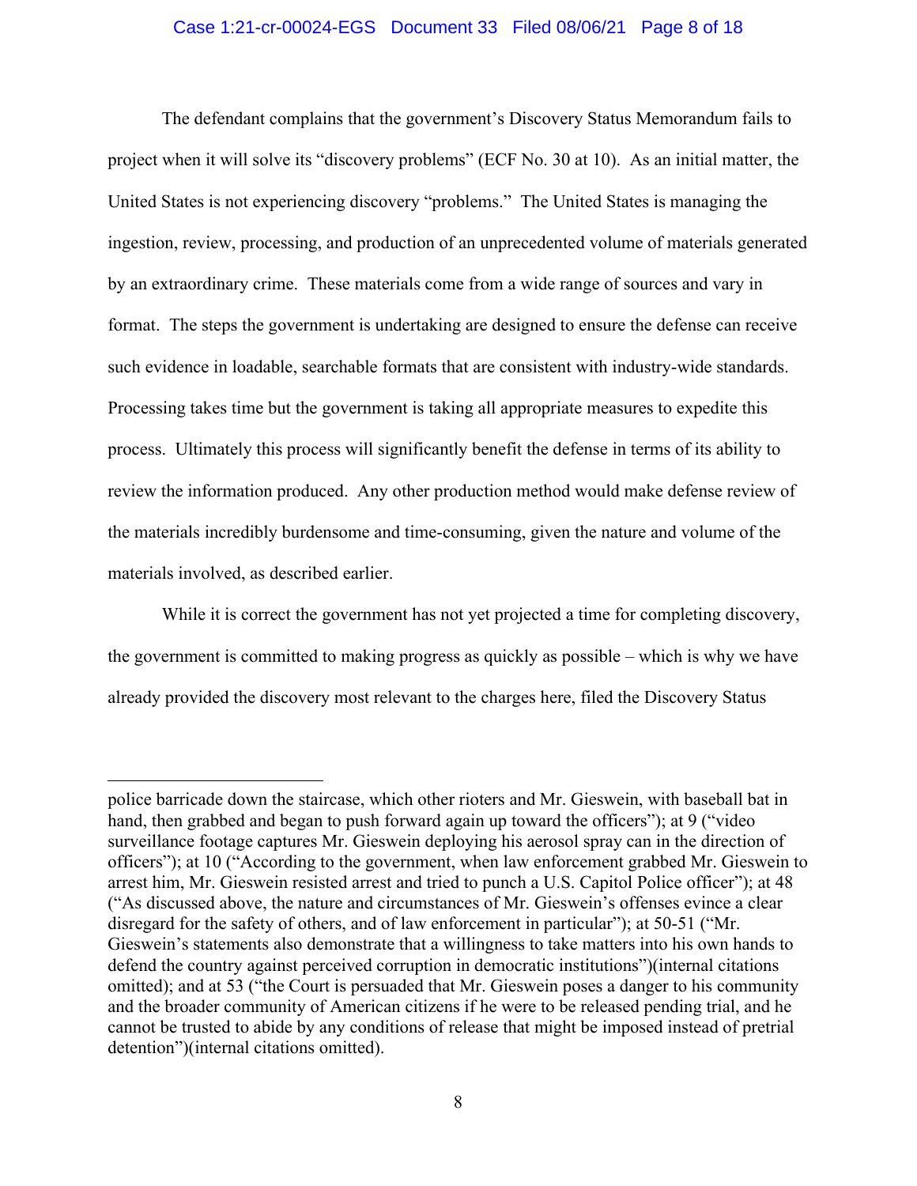The defendant complains that the government's Discovery Status Memorandum fails to project when it will solve its "discovery problems" (ECF No. 30 at 10). As an initial matter, the United States is not experiencing discovery "problems." The United States is managing the ingestion, review, processing, and production of an unprecedented volume of materials generated by an extraordinary crime. These materials come from a wide range of sources and vary in format. The steps the government is undertaking are designed to ensure the defense can receive such evidence in loadable, searchable formats that are consistent with industry-wide standards. Processing takes time but the government is taking all appropriate measures to expedite this process. Ultimately this process will significantly benefit the defense in terms of its ability to review the information produced. Any other production method would make defense review of the materials incredibly burdensome and time-consuming, given the nature and volume of the materials involved, as described earlier.

While it is correct the government has not yet projected a time for completing discovery, the government is committed to making progress as quickly as possible – which is why we have already provided the discovery most relevant to the charges here, filed the Discovery Status

---

police barricade down the staircase, which other rioters and Mr. Gieswein, with baseball bat in hand, then grabbed and began to push forward again up toward the officers"); at 9 ("video surveillance footage captures Mr. Gieswein deploying his aerosol spray can in the direction of officers"); at 10 ("According to the government, when law enforcement grabbed Mr. Gieswein to arrest him, Mr. Gieswein resisted arrest and tried to punch a U.S. Capitol Police officer"); at 48 ("As discussed above, the nature and circumstances of Mr. Gieswein's offenses evince a clear disregard for the safety of others, and of law enforcement in particular"); at 50-51 ("Mr. Gieswein's statements also demonstrate that a willingness to take matters into his own hands to defend the country against perceived corruption in democratic institutions")(internal citations omitted); and at 53 ("the Court is persuaded that Mr. Gieswein poses a danger to his community and the broader community of American citizens if he were to be released pending trial, and he cannot be trusted to abide by any conditions of release that might be imposed instead of pretrial detention")(internal citations omitted).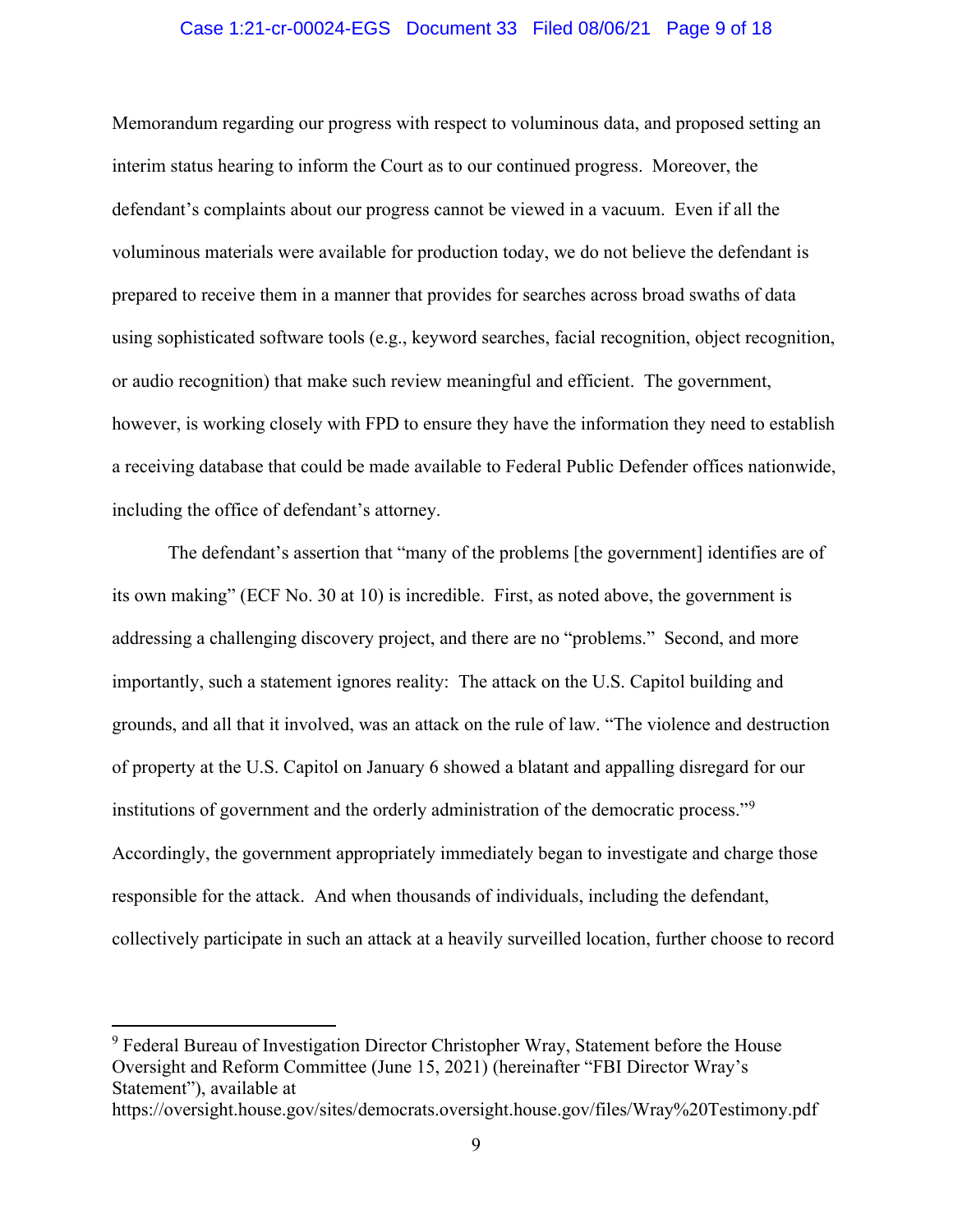Memorandum regarding our progress with respect to voluminous data, and proposed setting an interim status hearing to inform the Court as to our continued progress. Moreover, the defendant's complaints about our progress cannot be viewed in a vacuum. Even if all the voluminous materials were available for production today, we do not believe the defendant is prepared to receive them in a manner that provides for searches across broad swaths of data using sophisticated software tools (e.g., keyword searches, facial recognition, object recognition, or audio recognition) that make such review meaningful and efficient. The government, however, is working closely with FPD to ensure they have the information they need to establish a receiving database that could be made available to Federal Public Defender offices nationwide, including the office of defendant's attorney.

The defendant's assertion that "many of the problems [the government] identifies are of its own making" (ECF No. 30 at 10) is incredible. First, as noted above, the government is addressing a challenging discovery project, and there are no "problems." Second, and more importantly, such a statement ignores reality: The attack on the U.S. Capitol building and grounds, and all that it involved, was an attack on the rule of law. "The violence and destruction of property at the U.S. Capitol on January 6 showed a blatant and appalling disregard for our institutions of government and the orderly administration of the democratic process."[9] Accordingly, the government appropriately immediately began to investigate and charge those responsible for the attack. And when thousands of individuals, including the defendant, collectively participate in such an attack at a heavily surveilled location, further choose to record

---

[9] Federal Bureau of Investigation Director Christopher Wray, Statement before the House Oversight and Reform Committee (June 15, 2021) (hereinafter "FBI Director Wray's Statement"), available at https://oversight.house.gov/sites/democrats.oversight.house.gov/files/Wray%20Testimony.pdf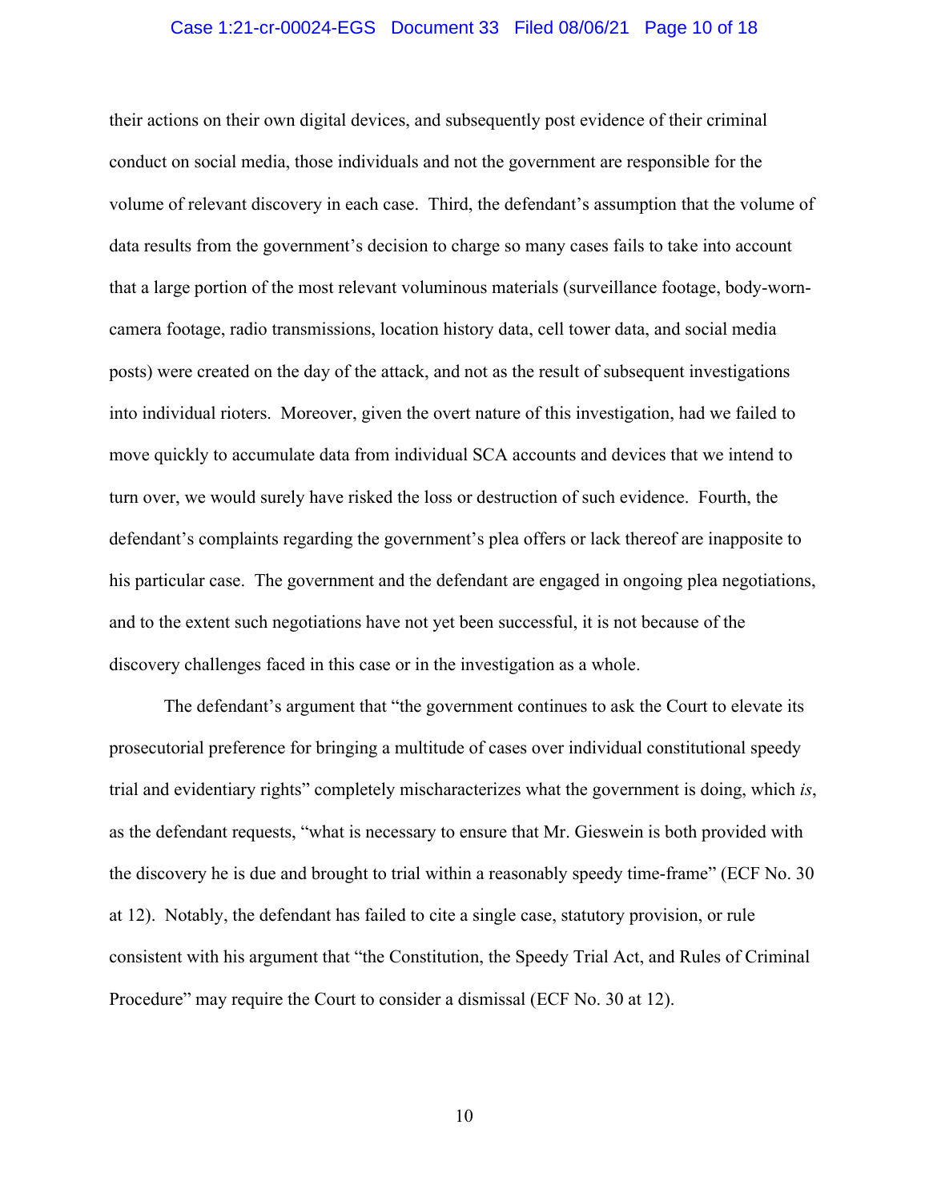their actions on their own digital devices, and subsequently post evidence of their criminal conduct on social media, those individuals and not the government are responsible for the volume of relevant discovery in each case. Third, the defendant's assumption that the volume of data results from the government's decision to charge so many cases fails to take into account that a large portion of the most relevant voluminous materials (surveillance footage, body-worn-camera footage, radio transmissions, location history data, cell tower data, and social media posts) were created on the day of the attack, and not as the result of subsequent investigations into individual rioters. Moreover, given the overt nature of this investigation, had we failed to move quickly to accumulate data from individual SCA accounts and devices that we intend to turn over, we would surely have risked the loss or destruction of such evidence. Fourth, the defendant's complaints regarding the government's plea offers or lack thereof are inapposite to his particular case. The government and the defendant are engaged in ongoing plea negotiations, and to the extent such negotiations have not yet been successful, it is not because of the discovery challenges faced in this case or in the investigation as a whole.

The defendant's argument that "the government continues to ask the Court to elevate its prosecutorial preference for bringing a multitude of cases over individual constitutional speedy trial and evidentiary rights" completely mischaracterizes what the government is doing, which *is*, as the defendant requests, "what is necessary to ensure that Mr. Gieswein is both provided with the discovery he is due and brought to trial within a reasonably speedy time-frame" (ECF No. 30 at 12). Notably, the defendant has failed to cite a single case, statutory provision, or rule consistent with his argument that "the Constitution, the Speedy Trial Act, and Rules of Criminal Procedure" may require the Court to consider a dismissal (ECF No. 30 at 12).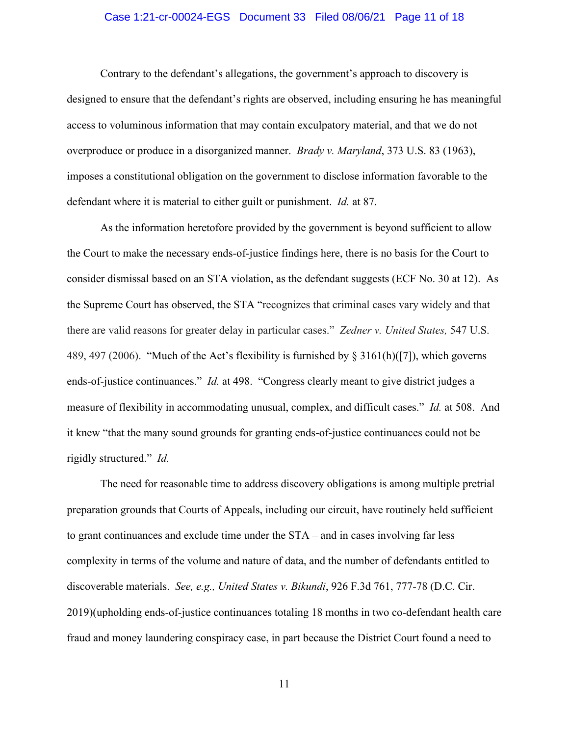Contrary to the defendant's allegations, the government's approach to discovery is designed to ensure that the defendant's rights are observed, including ensuring he has meaningful access to voluminous information that may contain exculpatory material, and that we do not overproduce or produce in a disorganized manner. *Brady v. Maryland*, 373 U.S. 83 (1963), imposes a constitutional obligation on the government to disclose information favorable to the defendant where it is material to either guilt or punishment. *Id.* at 87.

As the information heretofore provided by the government is beyond sufficient to allow the Court to make the necessary ends-of-justice findings here, there is no basis for the Court to consider dismissal based on an STA violation, as the defendant suggests (ECF No. 30 at 12). As the Supreme Court has observed, the STA "recognizes that criminal cases vary widely and that there are valid reasons for greater delay in particular cases." *Zedner v. United States,* 547 U.S. 489, 497 (2006). "Much of the Act's flexibility is furnished by § 3161(h)([7]), which governs ends-of-justice continuances." *Id.* at 498. "Congress clearly meant to give district judges a measure of flexibility in accommodating unusual, complex, and difficult cases." *Id.* at 508. And it knew "that the many sound grounds for granting ends-of-justice continuances could not be rigidly structured." *Id.*

The need for reasonable time to address discovery obligations is among multiple pretrial preparation grounds that Courts of Appeals, including our circuit, have routinely held sufficient to grant continuances and exclude time under the STA – and in cases involving far less complexity in terms of the volume and nature of data, and the number of defendants entitled to discoverable materials. *See, e.g., United States v. Bikundi*, 926 F.3d 761, 777-78 (D.C. Cir. 2019)(upholding ends-of-justice continuances totaling 18 months in two co-defendant health care fraud and money laundering conspiracy case, in part because the District Court found a need to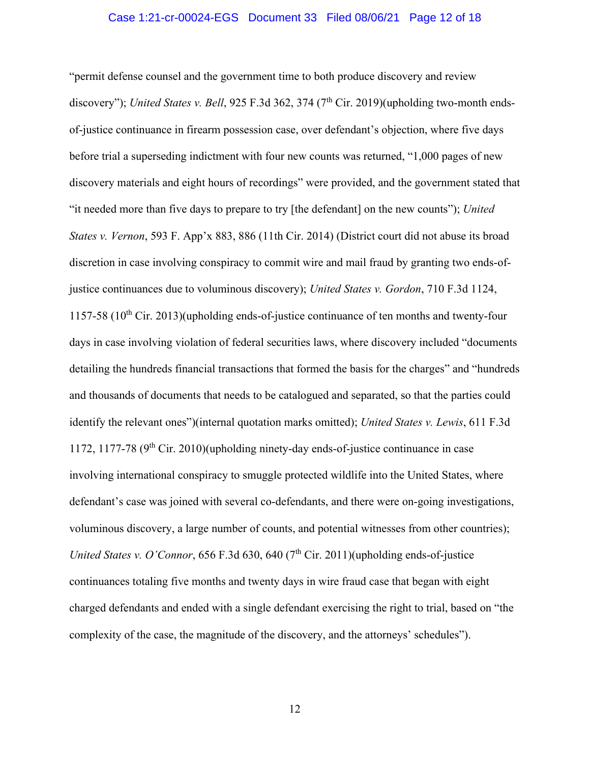"permit defense counsel and the government time to both produce discovery and review discovery"); *United States v. Bell*, 925 F.3d 362, 374 (7th Cir. 2019)(upholding two-month ends-of-justice continuance in firearm possession case, over defendant's objection, where five days before trial a superseding indictment with four new counts was returned, "1,000 pages of new discovery materials and eight hours of recordings" were provided, and the government stated that "it needed more than five days to prepare to try [the defendant] on the new counts"); *United States v. Vernon*, 593 F. App'x 883, 886 (11th Cir. 2014) (District court did not abuse its broad discretion in case involving conspiracy to commit wire and mail fraud by granting two ends-of-justice continuances due to voluminous discovery); *United States v. Gordon*, 710 F.3d 1124, 1157-58 (10th Cir. 2013)(upholding ends-of-justice continuance of ten months and twenty-four days in case involving violation of federal securities laws, where discovery included "documents detailing the hundreds financial transactions that formed the basis for the charges" and "hundreds and thousands of documents that needs to be catalogued and separated, so that the parties could identify the relevant ones")(internal quotation marks omitted); *United States v. Lewis*, 611 F.3d 1172, 1177-78 (9th Cir. 2010)(upholding ninety-day ends-of-justice continuance in case involving international conspiracy to smuggle protected wildlife into the United States, where defendant's case was joined with several co-defendants, and there were on-going investigations, voluminous discovery, a large number of counts, and potential witnesses from other countries); *United States v. O'Connor*, 656 F.3d 630, 640 (7th Cir. 2011)(upholding ends-of-justice continuances totaling five months and twenty days in wire fraud case that began with eight charged defendants and ended with a single defendant exercising the right to trial, based on "the complexity of the case, the magnitude of the discovery, and the attorneys' schedules").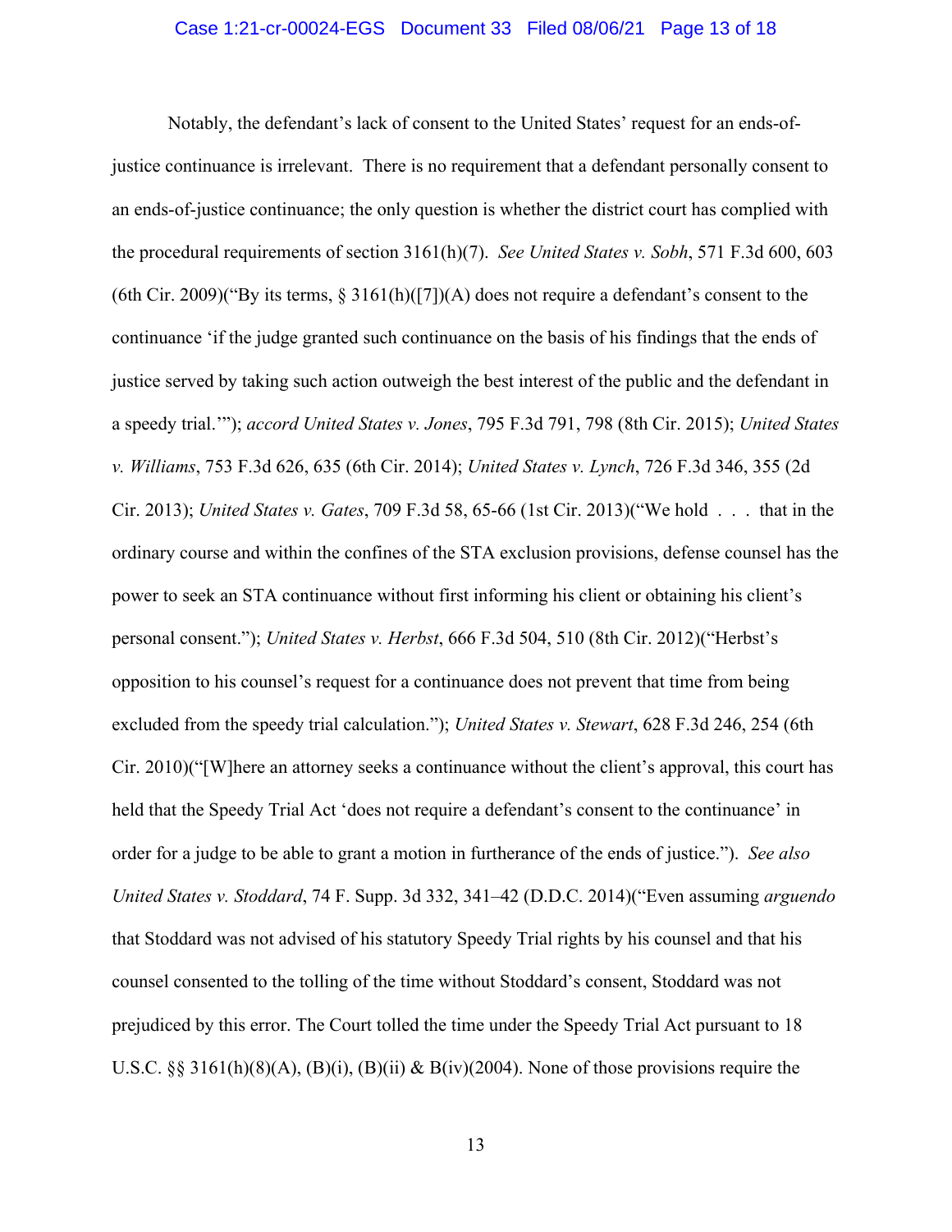Notably, the defendant's lack of consent to the United States' request for an ends-of-justice continuance is irrelevant. There is no requirement that a defendant personally consent to an ends-of-justice continuance; the only question is whether the district court has complied with the procedural requirements of section 3161(h)(7). *See United States v. Sobh*, 571 F.3d 600, 603 (6th Cir. 2009)("By its terms, § 3161(h)([7])(A) does not require a defendant's consent to the continuance 'if the judge granted such continuance on the basis of his findings that the ends of justice served by taking such action outweigh the best interest of the public and the defendant in a speedy trial.'"); *accord United States v. Jones*, 795 F.3d 791, 798 (8th Cir. 2015); *United States v. Williams*, 753 F.3d 626, 635 (6th Cir. 2014); *United States v. Lynch*, 726 F.3d 346, 355 (2d Cir. 2013); *United States v. Gates*, 709 F.3d 58, 65-66 (1st Cir. 2013)("We hold . . . that in the ordinary course and within the confines of the STA exclusion provisions, defense counsel has the power to seek an STA continuance without first informing his client or obtaining his client's personal consent."); *United States v. Herbst*, 666 F.3d 504, 510 (8th Cir. 2012)("Herbst's opposition to his counsel's request for a continuance does not prevent that time from being excluded from the speedy trial calculation."); *United States v. Stewart*, 628 F.3d 246, 254 (6th Cir. 2010)("[W]here an attorney seeks a continuance without the client's approval, this court has held that the Speedy Trial Act 'does not require a defendant's consent to the continuance' in order for a judge to be able to grant a motion in furtherance of the ends of justice."). *See also United States v. Stoddard*, 74 F. Supp. 3d 332, 341–42 (D.D.C. 2014)("Even assuming *arguendo* that Stoddard was not advised of his statutory Speedy Trial rights by his counsel and that his counsel consented to the tolling of the time without Stoddard's consent, Stoddard was not prejudiced by this error. The Court tolled the time under the Speedy Trial Act pursuant to 18 U.S.C. §§ 3161(h)(8)(A), (B)(i), (B)(ii) & B(iv)(2004). None of those provisions require the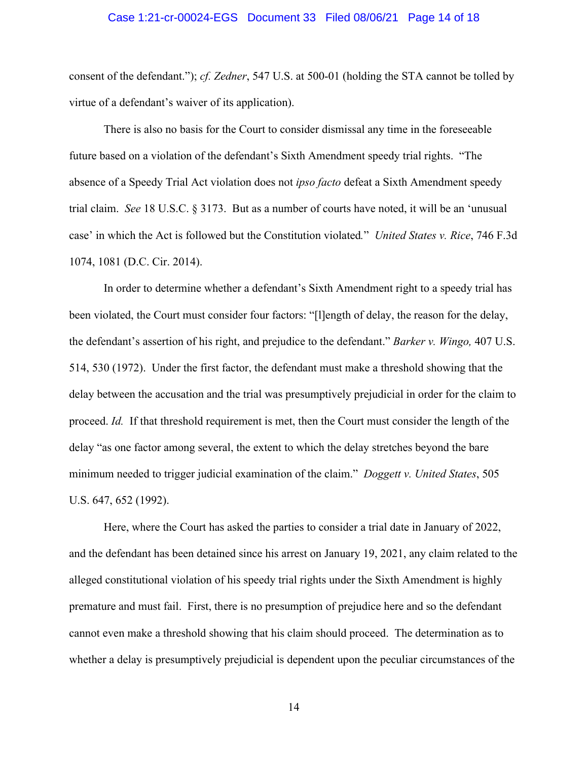consent of the defendant."); *cf. Zedner*, 547 U.S. at 500-01 (holding the STA cannot be tolled by virtue of a defendant's waiver of its application).

There is also no basis for the Court to consider dismissal any time in the foreseeable future based on a violation of the defendant's Sixth Amendment speedy trial rights. "The absence of a Speedy Trial Act violation does not *ipso facto* defeat a Sixth Amendment speedy trial claim. *See* 18 U.S.C. § 3173. But as a number of courts have noted, it will be an 'unusual case' in which the Act is followed but the Constitution violated." *United States v. Rice*, 746 F.3d 1074, 1081 (D.C. Cir. 2014).

In order to determine whether a defendant's Sixth Amendment right to a speedy trial has been violated, the Court must consider four factors: "[l]ength of delay, the reason for the delay, the defendant's assertion of his right, and prejudice to the defendant." *Barker v. Wingo,* 407 U.S. 514, 530 (1972). Under the first factor, the defendant must make a threshold showing that the delay between the accusation and the trial was presumptively prejudicial in order for the claim to proceed. *Id.* If that threshold requirement is met, then the Court must consider the length of the delay "as one factor among several, the extent to which the delay stretches beyond the bare minimum needed to trigger judicial examination of the claim." *Doggett v. United States*, 505 U.S. 647, 652 (1992).

Here, where the Court has asked the parties to consider a trial date in January of 2022, and the defendant has been detained since his arrest on January 19, 2021, any claim related to the alleged constitutional violation of his speedy trial rights under the Sixth Amendment is highly premature and must fail. First, there is no presumption of prejudice here and so the defendant cannot even make a threshold showing that his claim should proceed. The determination as to whether a delay is presumptively prejudicial is dependent upon the peculiar circumstances of the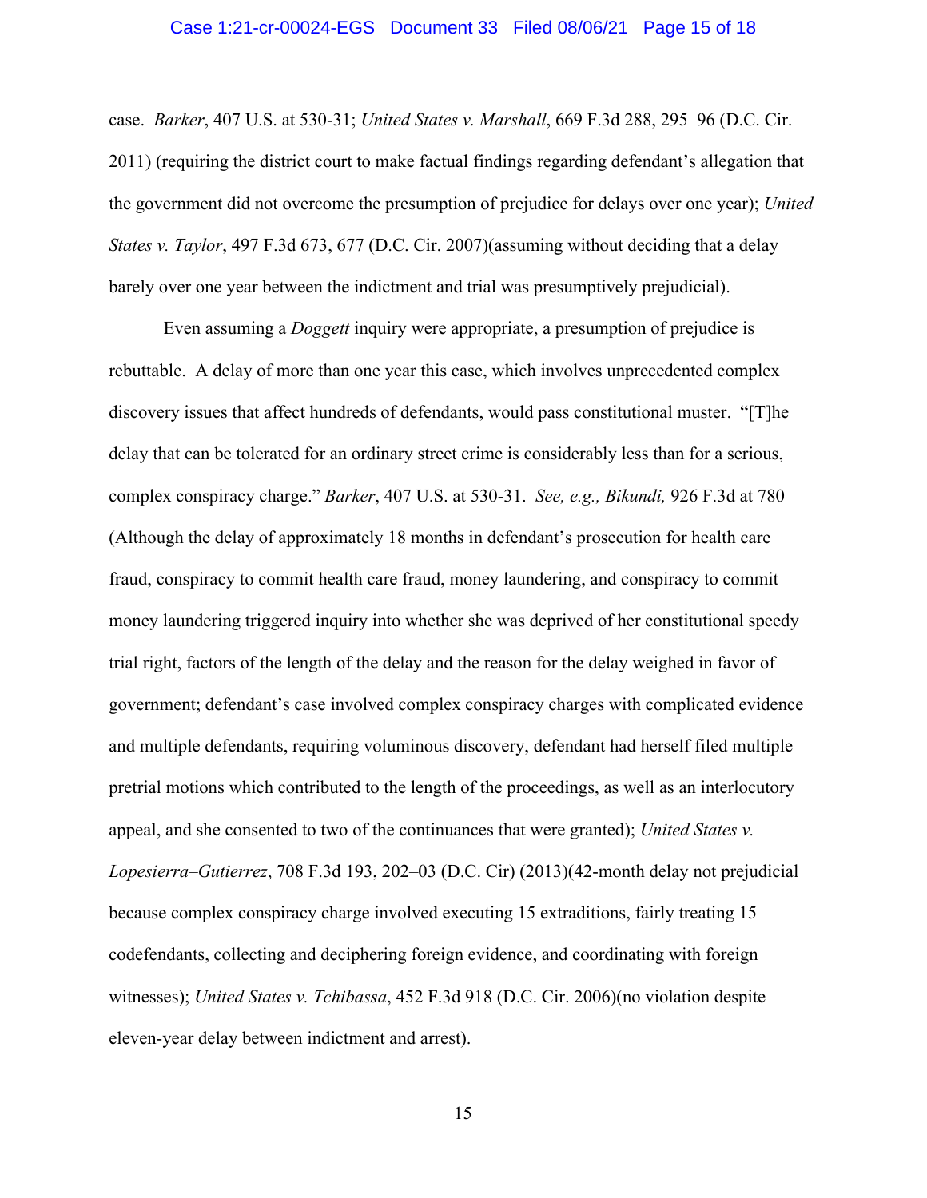case. *Barker*, 407 U.S. at 530-31; *United States v. Marshall*, 669 F.3d 288, 295–96 (D.C. Cir. 2011) (requiring the district court to make factual findings regarding defendant's allegation that the government did not overcome the presumption of prejudice for delays over one year); *United States v. Taylor*, 497 F.3d 673, 677 (D.C. Cir. 2007)(assuming without deciding that a delay barely over one year between the indictment and trial was presumptively prejudicial).

Even assuming a *Doggett* inquiry were appropriate, a presumption of prejudice is rebuttable. A delay of more than one year this case, which involves unprecedented complex discovery issues that affect hundreds of defendants, would pass constitutional muster. "[T]he delay that can be tolerated for an ordinary street crime is considerably less than for a serious, complex conspiracy charge." *Barker*, 407 U.S. at 530-31. *See, e.g., Bikundi,* 926 F.3d at 780 (Although the delay of approximately 18 months in defendant's prosecution for health care fraud, conspiracy to commit health care fraud, money laundering, and conspiracy to commit money laundering triggered inquiry into whether she was deprived of her constitutional speedy trial right, factors of the length of the delay and the reason for the delay weighed in favor of government; defendant's case involved complex conspiracy charges with complicated evidence and multiple defendants, requiring voluminous discovery, defendant had herself filed multiple pretrial motions which contributed to the length of the proceedings, as well as an interlocutory appeal, and she consented to two of the continuances that were granted); *United States v. Lopesierra–Gutierrez*, 708 F.3d 193, 202–03 (D.C. Cir) (2013)(42-month delay not prejudicial because complex conspiracy charge involved executing 15 extraditions, fairly treating 15 codefendants, collecting and deciphering foreign evidence, and coordinating with foreign witnesses); *United States v. Tchibassa*, 452 F.3d 918 (D.C. Cir. 2006)(no violation despite eleven-year delay between indictment and arrest).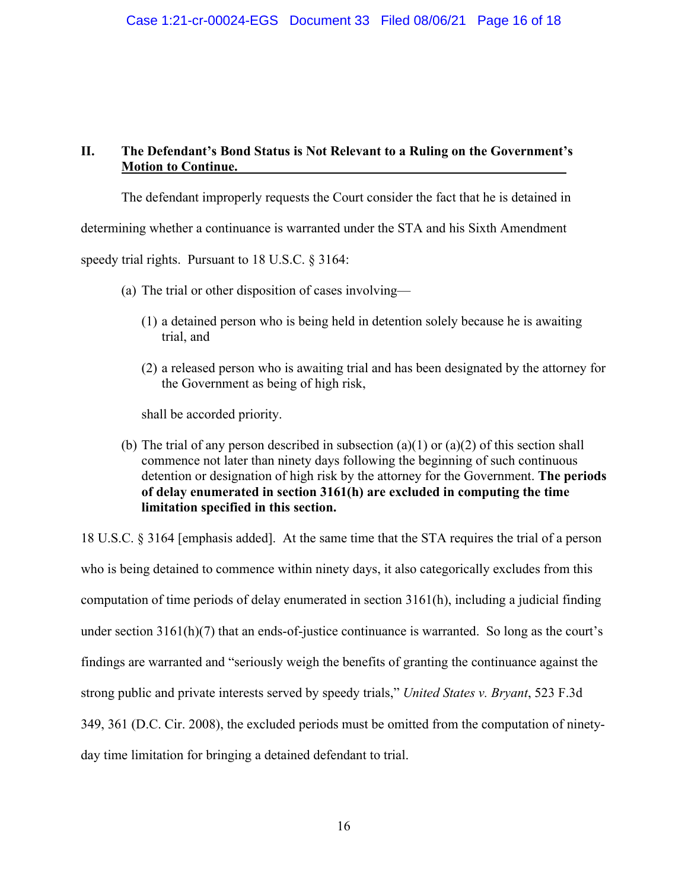## II. The Defendant's Bond Status is Not Relevant to a Ruling on the Government's Motion to Continue.

The defendant improperly requests the Court consider the fact that he is detained in determining whether a continuance is warranted under the STA and his Sixth Amendment speedy trial rights. Pursuant to 18 U.S.C. § 3164:

> (a) The trial or other disposition of cases involving—
>
> > (1) a detained person who is being held in detention solely because he is awaiting trial, and
> >
> > (2) a released person who is awaiting trial and has been designated by the attorney for the Government as being of high risk,
>
> shall be accorded priority.
>
> (b) The trial of any person described in subsection (a)(1) or (a)(2) of this section shall commence not later than ninety days following the beginning of such continuous detention or designation of high risk by the attorney for the Government. **The periods of delay enumerated in section 3161(h) are excluded in computing the time limitation specified in this section.**

18 U.S.C. § 3164 [emphasis added]. At the same time that the STA requires the trial of a person who is being detained to commence within ninety days, it also categorically excludes from this computation of time periods of delay enumerated in section 3161(h), including a judicial finding under section 3161(h)(7) that an ends-of-justice continuance is warranted. So long as the court's findings are warranted and "seriously weigh the benefits of granting the continuance against the strong public and private interests served by speedy trials," *United States v. Bryant*, 523 F.3d 349, 361 (D.C. Cir. 2008), the excluded periods must be omitted from the computation of ninety-day time limitation for bringing a detained defendant to trial.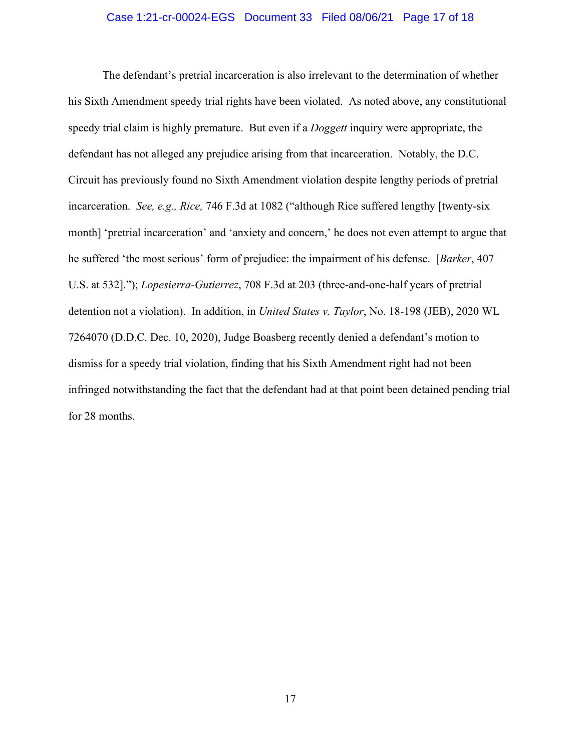The defendant's pretrial incarceration is also irrelevant to the determination of whether his Sixth Amendment speedy trial rights have been violated. As noted above, any constitutional speedy trial claim is highly premature. But even if a *Doggett* inquiry were appropriate, the defendant has not alleged any prejudice arising from that incarceration. Notably, the D.C. Circuit has previously found no Sixth Amendment violation despite lengthy periods of pretrial incarceration. *See, e.g., Rice,* 746 F.3d at 1082 ("although Rice suffered lengthy [twenty-six month] 'pretrial incarceration' and 'anxiety and concern,' he does not even attempt to argue that he suffered 'the most serious' form of prejudice: the impairment of his defense. [*Barker*, 407 U.S. at 532]."); *Lopesierra-Gutierrez*, 708 F.3d at 203 (three-and-one-half years of pretrial detention not a violation). In addition, in *United States v. Taylor*, No. 18-198 (JEB), 2020 WL 7264070 (D.D.C. Dec. 10, 2020), Judge Boasberg recently denied a defendant's motion to dismiss for a speedy trial violation, finding that his Sixth Amendment right had not been infringed notwithstanding the fact that the defendant had at that point been detained pending trial for 28 months.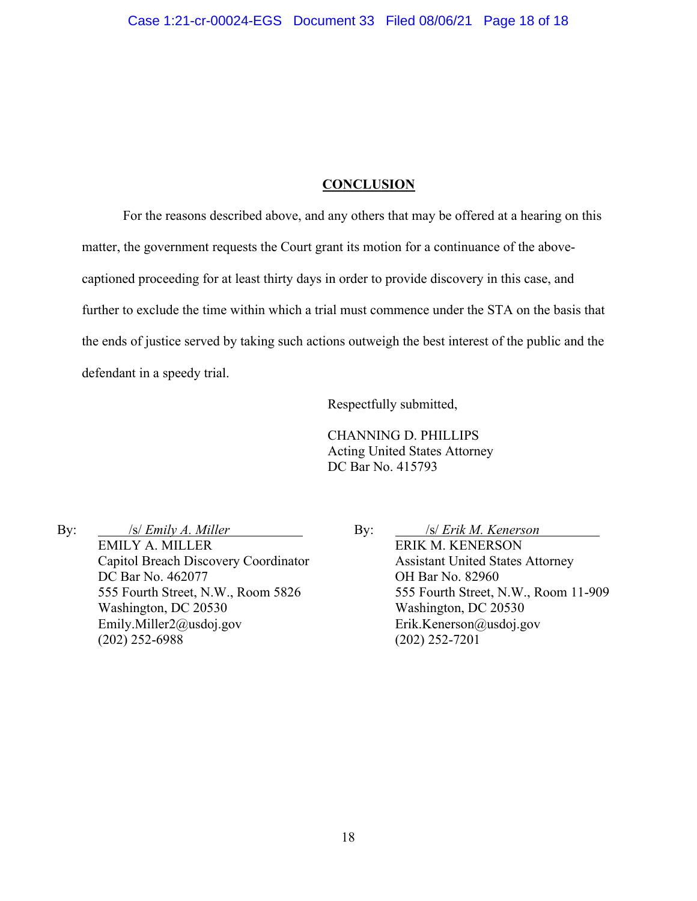## CONCLUSION

For the reasons described above, and any others that may be offered at a hearing on this matter, the government requests the Court grant its motion for a continuance of the above-captioned proceeding for at least thirty days in order to provide discovery in this case, and further to exclude the time within which a trial must commence under the STA on the basis that the ends of justice served by taking such actions outweigh the best interest of the public and the defendant in a speedy trial.

Respectfully submitted,

CHANNING D. PHILLIPS
Acting United States Attorney
DC Bar No. 415793

By: /s/ *Emily A. Miller*
EMILY A. MILLER
Capitol Breach Discovery Coordinator
DC Bar No. 462077
555 Fourth Street, N.W., Room 5826
Washington, DC 20530
Emily.Miller2@usdoj.gov
(202) 252-6988

By: /s/ *Erik M. Kenerson*
ERIK M. KENERSON
Assistant United States Attorney
OH Bar No. 82960
555 Fourth Street, N.W., Room 11-909
Washington, DC 20530
Erik.Kenerson@usdoj.gov
(202) 252-7201